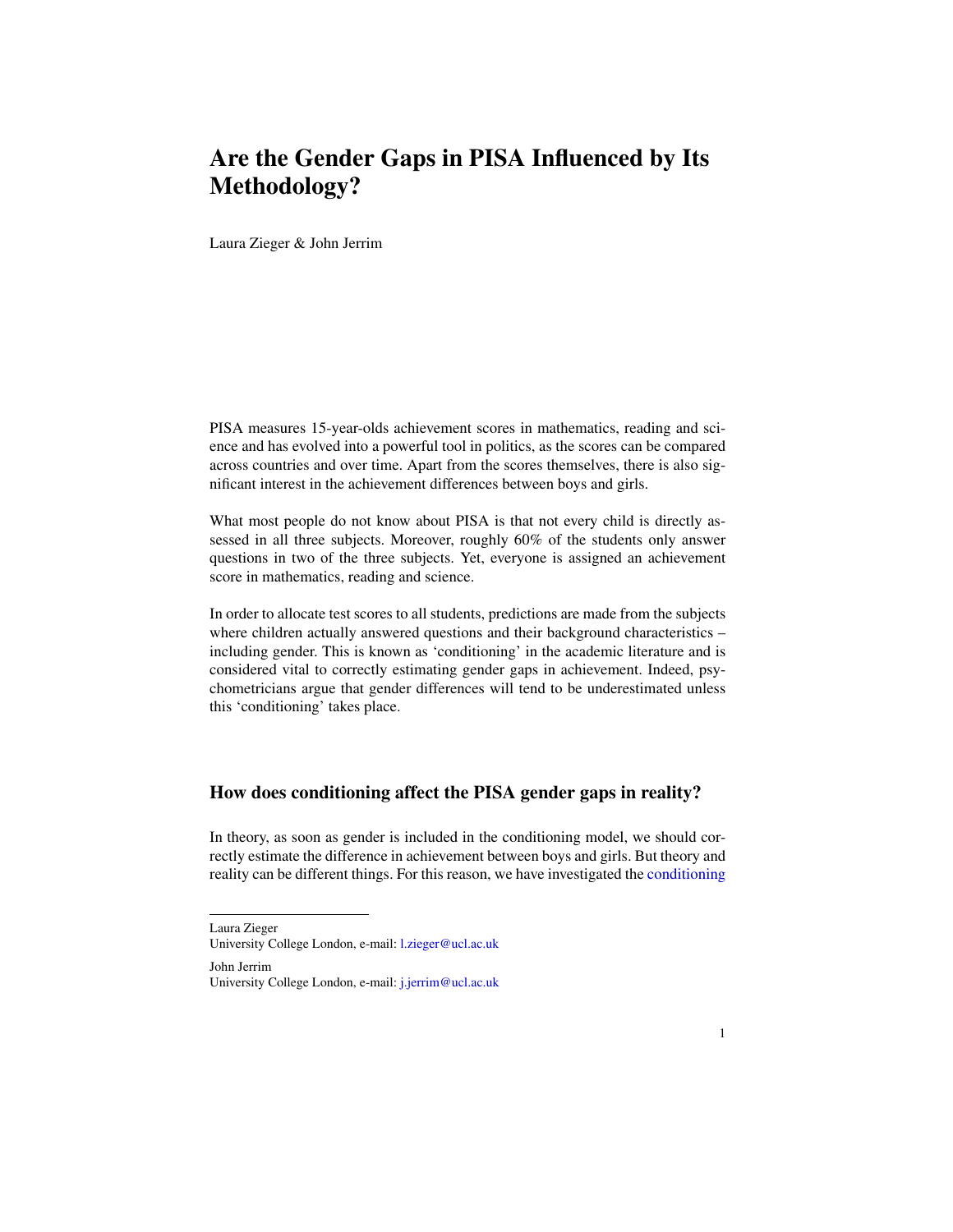# Are the Gender Gaps in PISA Influenced by Its Methodology?

Laura Zieger & John Jerrim

PISA measures 15-year-olds achievement scores in mathematics, reading and science and has evolved into a powerful tool in politics, as the scores can be compared across countries and over time. Apart from the scores themselves, there is also significant interest in the achievement differences between boys and girls.

What most people do not know about PISA is that not every child is directly assessed in all three subjects. Moreover, roughly 60% of the students only answer questions in two of the three subjects. Yet, everyone is assigned an achievement score in mathematics, reading and science.

In order to allocate test scores to all students, predictions are made from the subjects where children actually answered questions and their background characteristics – including gender. This is known as 'conditioning' in the academic literature and is considered vital to correctly estimating gender gaps in achievement. Indeed, psychometricians argue that gender differences will tend to be underestimated unless this 'conditioning' takes place.

## How does conditioning affect the PISA gender gaps in reality?

In theory, as soon as gender is included in the conditioning model, we should correctly estimate the difference in achievement between boys and girls. But theory and reality can be different things. For this reason, we have investigated the conditioning

---

Laura Zieger
University College London, e-mail: l.zieger@ucl.ac.uk

John Jerrim
University College London, e-mail: j.jerrim@ucl.ac.uk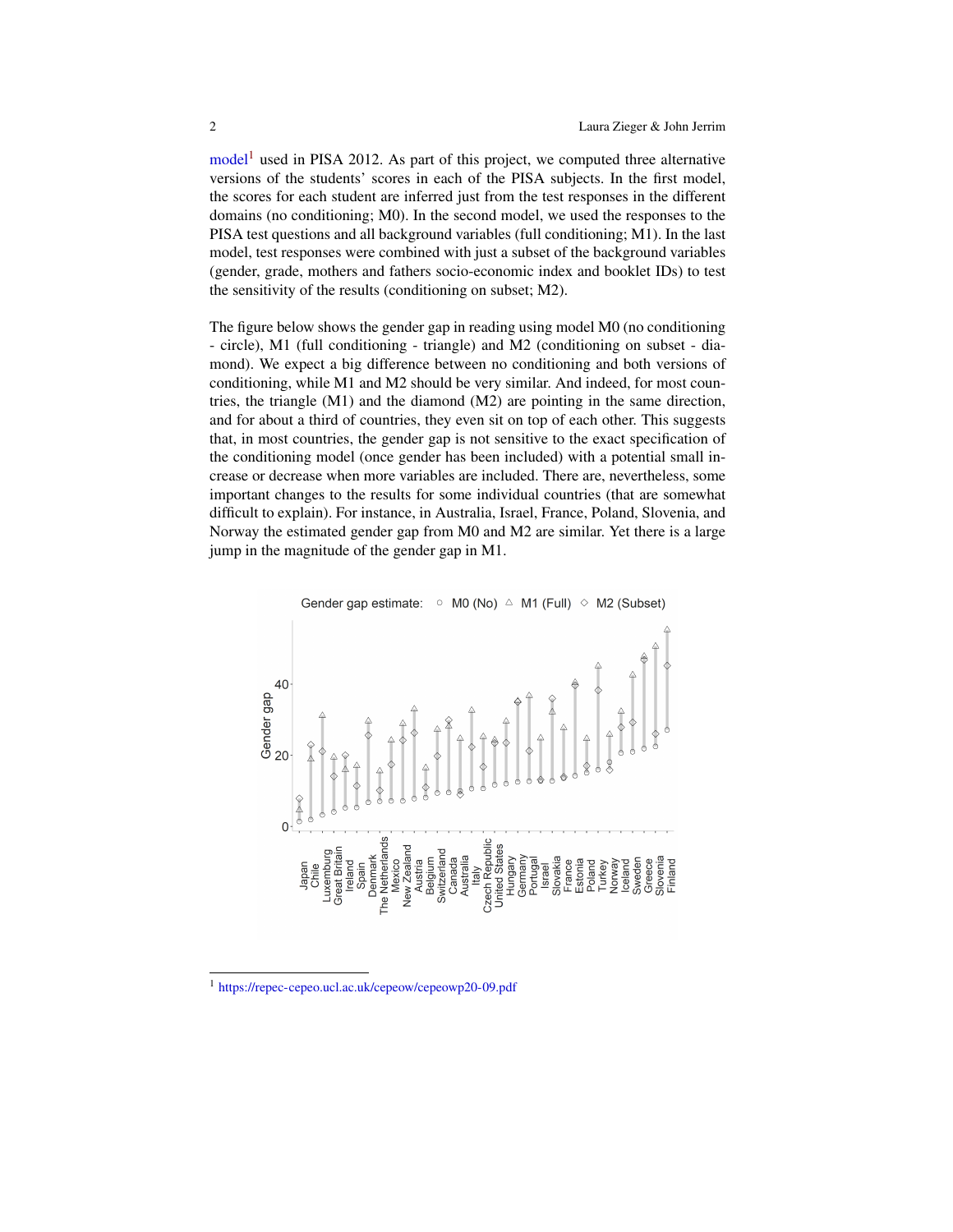model[1] used in PISA 2012. As part of this project, we computed three alternative versions of the students' scores in each of the PISA subjects. In the first model, the scores for each student are inferred just from the test responses in the different domains (no conditioning; M0). In the second model, we used the responses to the PISA test questions and all background variables (full conditioning; M1). In the last model, test responses were combined with just a subset of the background variables (gender, grade, mothers and fathers socio-economic index and booklet IDs) to test the sensitivity of the results (conditioning on subset; M2).

The figure below shows the gender gap in reading using model M0 (no conditioning - circle), M1 (full conditioning - triangle) and M2 (conditioning on subset - diamond). We expect a big difference between no conditioning and both versions of conditioning, while M1 and M2 should be very similar. And indeed, for most countries, the triangle (M1) and the diamond (M2) are pointing in the same direction, and for about a third of countries, they even sit on top of each other. This suggests that, in most countries, the gender gap is not sensitive to the exact specification of the conditioning model (once gender has been included) with a potential small increase or decrease when more variables are included. There are, nevertheless, some important changes to the results for some individual countries (that are somewhat difficult to explain). For instance, in Australia, Israel, France, Poland, Slovenia, and Norway the estimated gender gap from M0 and M2 are similar. Yet there is a large jump in the magnitude of the gender gap in M1.

[1] https://repec-cepeo.ucl.ac.uk/cepeow/cepeowp20-09.pdf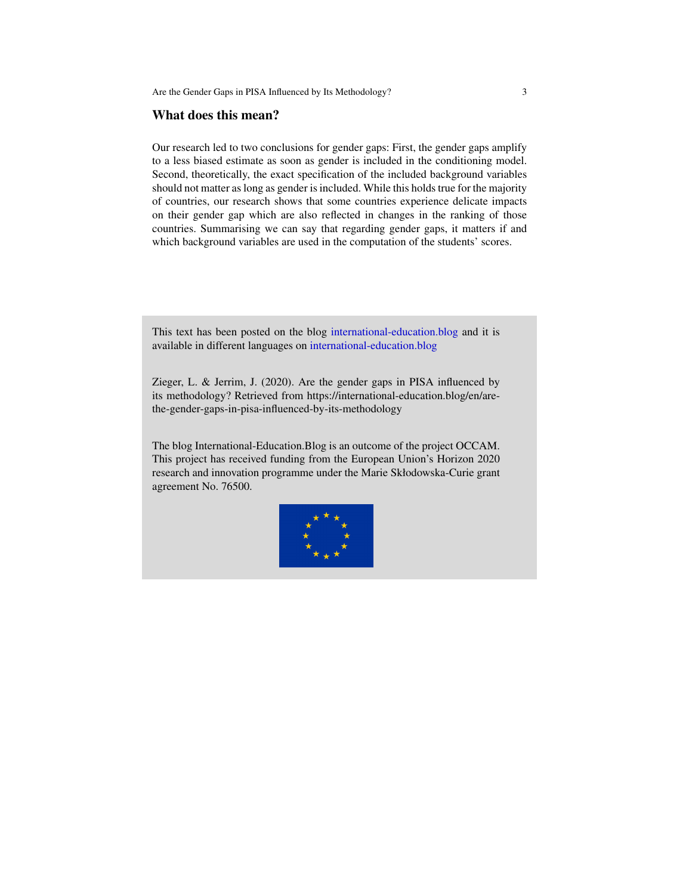## What does this mean?

Our research led to two conclusions for gender gaps: First, the gender gaps amplify to a less biased estimate as soon as gender is included in the conditioning model. Second, theoretically, the exact specification of the included background variables should not matter as long as gender is included. While this holds true for the majority of countries, our research shows that some countries experience delicate impacts on their gender gap which are also reflected in changes in the ranking of those countries. Summarising we can say that regarding gender gaps, it matters if and which background variables are used in the computation of the students' scores.

This text has been posted on the blog international-education.blog and it is available in different languages on international-education.blog

Zieger, L. & Jerrim, J. (2020). Are the gender gaps in PISA influenced by its methodology? Retrieved from https://international-education.blog/en/are-the-gender-gaps-in-pisa-influenced-by-its-methodology

The blog International-Education.Blog is an outcome of the project OCCAM. This project has received funding from the European Union's Horizon 2020 research and innovation programme under the Marie Skłodowska-Curie grant agreement No. 76500.